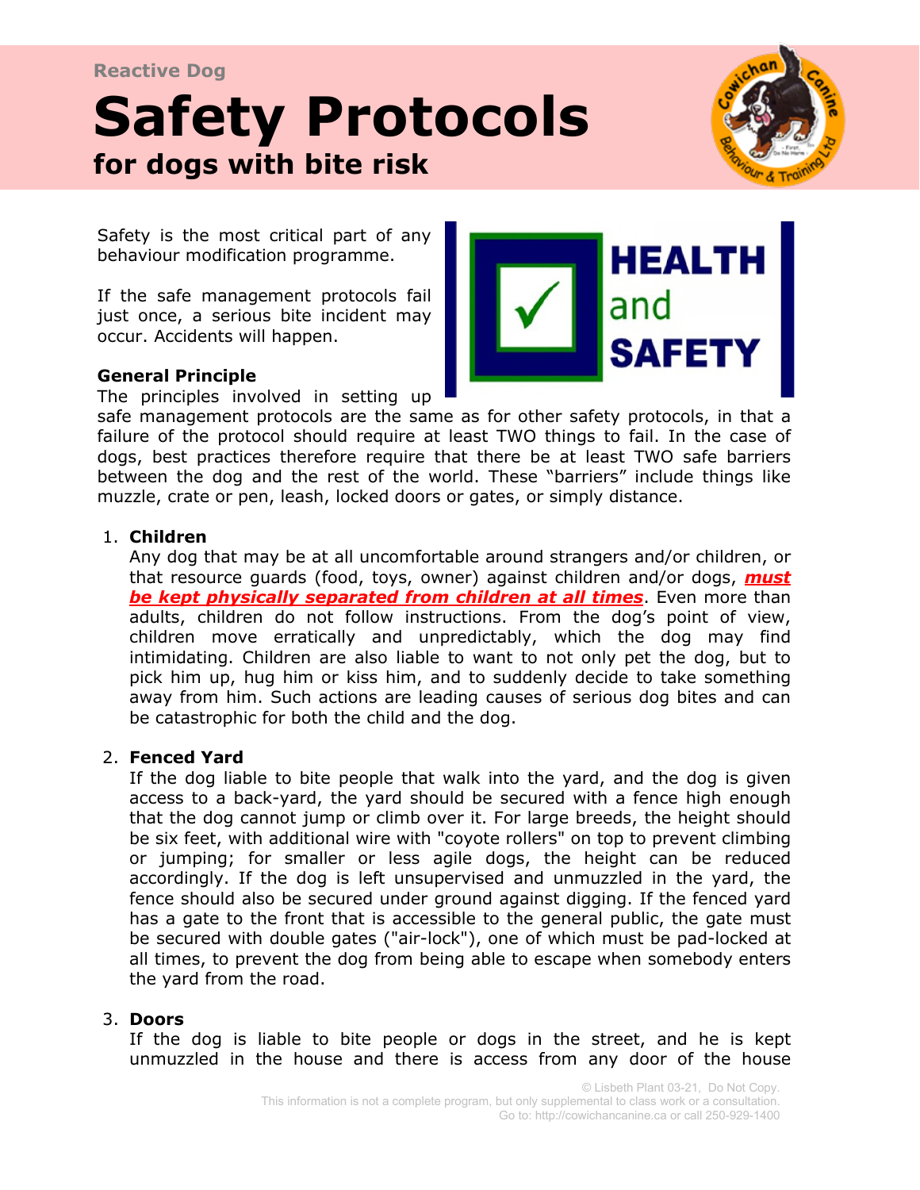Reactive Dog

# Safety Protocols

## for dogs with bite risk

Safety is the most critical part of any behaviour modification programme.

If the safe management protocols fail just once, a serious bite incident may occur. Accidents will happen.

**General Principle**

The principles involved in setting up safe management protocols are the same as for other safety protocols, in that a failure of the protocol should require at least TWO things to fail. In the case of dogs, best practices therefore require that there be at least TWO safe barriers between the dog and the rest of the world. These "barriers" include things like muzzle, crate or pen, leash, locked doors or gates, or simply distance.

1. **Children**
   Any dog that may be at all uncomfortable around strangers and/or children, or that resource guards (food, toys, owner) against children and/or dogs, ***must be kept physically separated from children at all times***. Even more than adults, children do not follow instructions. From the dog's point of view, children move erratically and unpredictably, which the dog may find intimidating. Children are also liable to want to not only pet the dog, but to pick him up, hug him or kiss him, and to suddenly decide to take something away from him. Such actions are leading causes of serious dog bites and can be catastrophic for both the child and the dog.

2. **Fenced Yard**
   If the dog liable to bite people that walk into the yard, and the dog is given access to a back-yard, the yard should be secured with a fence high enough that the dog cannot jump or climb over it. For large breeds, the height should be six feet, with additional wire with "coyote rollers" on top to prevent climbing or jumping; for smaller or less agile dogs, the height can be reduced accordingly. If the dog is left unsupervised and unmuzzled in the yard, the fence should also be secured under ground against digging. If the fenced yard has a gate to the front that is accessible to the general public, the gate must be secured with double gates ("air-lock"), one of which must be pad-locked at all times, to prevent the dog from being able to escape when somebody enters the yard from the road.

3. **Doors**
   If the dog is liable to bite people or dogs in the street, and he is kept unmuzzled in the house and there is access from any door of the house

© Lisbeth Plant 03-21, Do Not Copy.
This information is not a complete program, but only supplemental to class work or a consultation.
Go to: http://cowichancanine.ca or call 250-929-1400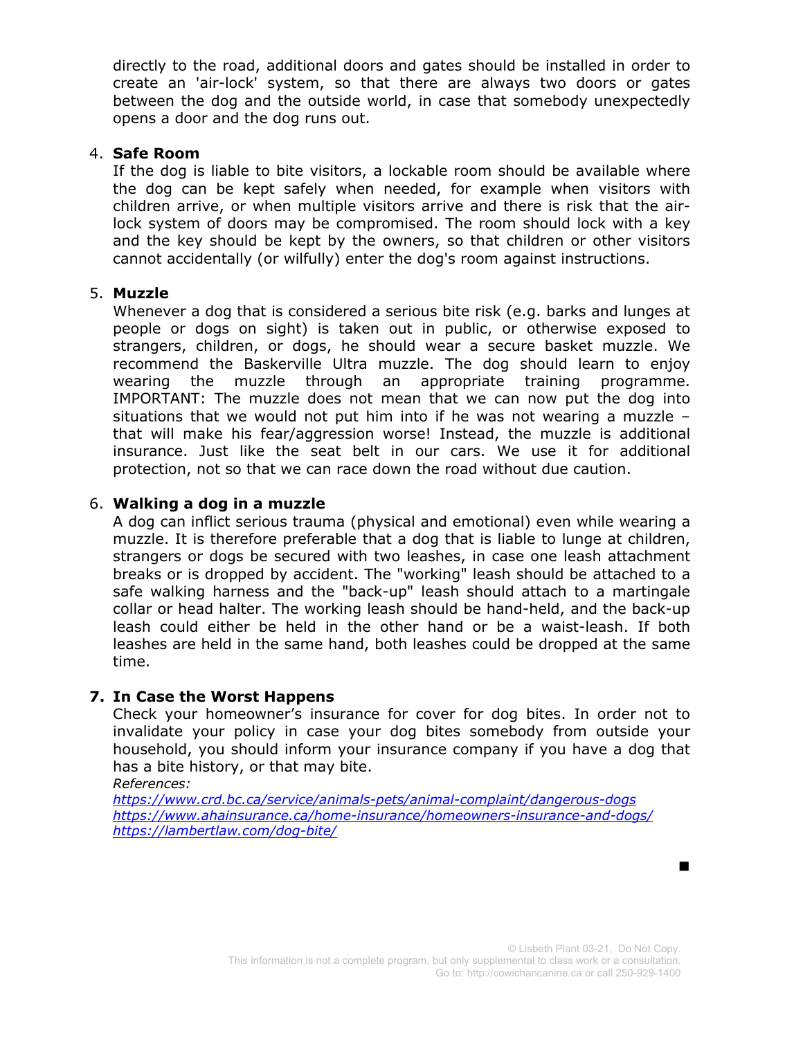directly to the road, additional doors and gates should be installed in order to create an 'air-lock' system, so that there are always two doors or gates between the dog and the outside world, in case that somebody unexpectedly opens a door and the dog runs out.

4. **Safe Room**
   If the dog is liable to bite visitors, a lockable room should be available where the dog can be kept safely when needed, for example when visitors with children arrive, or when multiple visitors arrive and there is risk that the air-lock system of doors may be compromised. The room should lock with a key and the key should be kept by the owners, so that children or other visitors cannot accidentally (or wilfully) enter the dog's room against instructions.

5. **Muzzle**
   Whenever a dog that is considered a serious bite risk (e.g. barks and lunges at people or dogs on sight) is taken out in public, or otherwise exposed to strangers, children, or dogs, he should wear a secure basket muzzle. We recommend the Baskerville Ultra muzzle. The dog should learn to enjoy wearing the muzzle through an appropriate training programme. IMPORTANT: The muzzle does not mean that we can now put the dog into situations that we would not put him into if he was not wearing a muzzle – that will make his fear/aggression worse! Instead, the muzzle is additional insurance. Just like the seat belt in our cars. We use it for additional protection, not so that we can race down the road without due caution.

6. **Walking a dog in a muzzle**
   A dog can inflict serious trauma (physical and emotional) even while wearing a muzzle. It is therefore preferable that a dog that is liable to lunge at children, strangers or dogs be secured with two leashes, in case one leash attachment breaks or is dropped by accident. The "working" leash should be attached to a safe walking harness and the "back-up" leash should attach to a martingale collar or head halter. The working leash should be hand-held, and the back-up leash could either be held in the other hand or be a waist-leash. If both leashes are held in the same hand, both leashes could be dropped at the same time.

7. **In Case the Worst Happens**
   Check your homeowner's insurance for cover for dog bites. In order not to invalidate your policy in case your dog bites somebody from outside your household, you should inform your insurance company if you have a dog that has a bite history, or that may bite.
   *References:*
   *https://www.crd.bc.ca/service/animals-pets/animal-complaint/dangerous-dogs*
   *https://www.ahainsurance.ca/home-insurance/homeowners-insurance-and-dogs/*
   *https://lambertlaw.com/dog-bite/*

■

© Lisbeth Plant 03-21, Do Not Copy.
This information is not a complete program, but only supplemental to class work or a consultation.
Go to: http://cowichancanine.ca or call 250-929-1400